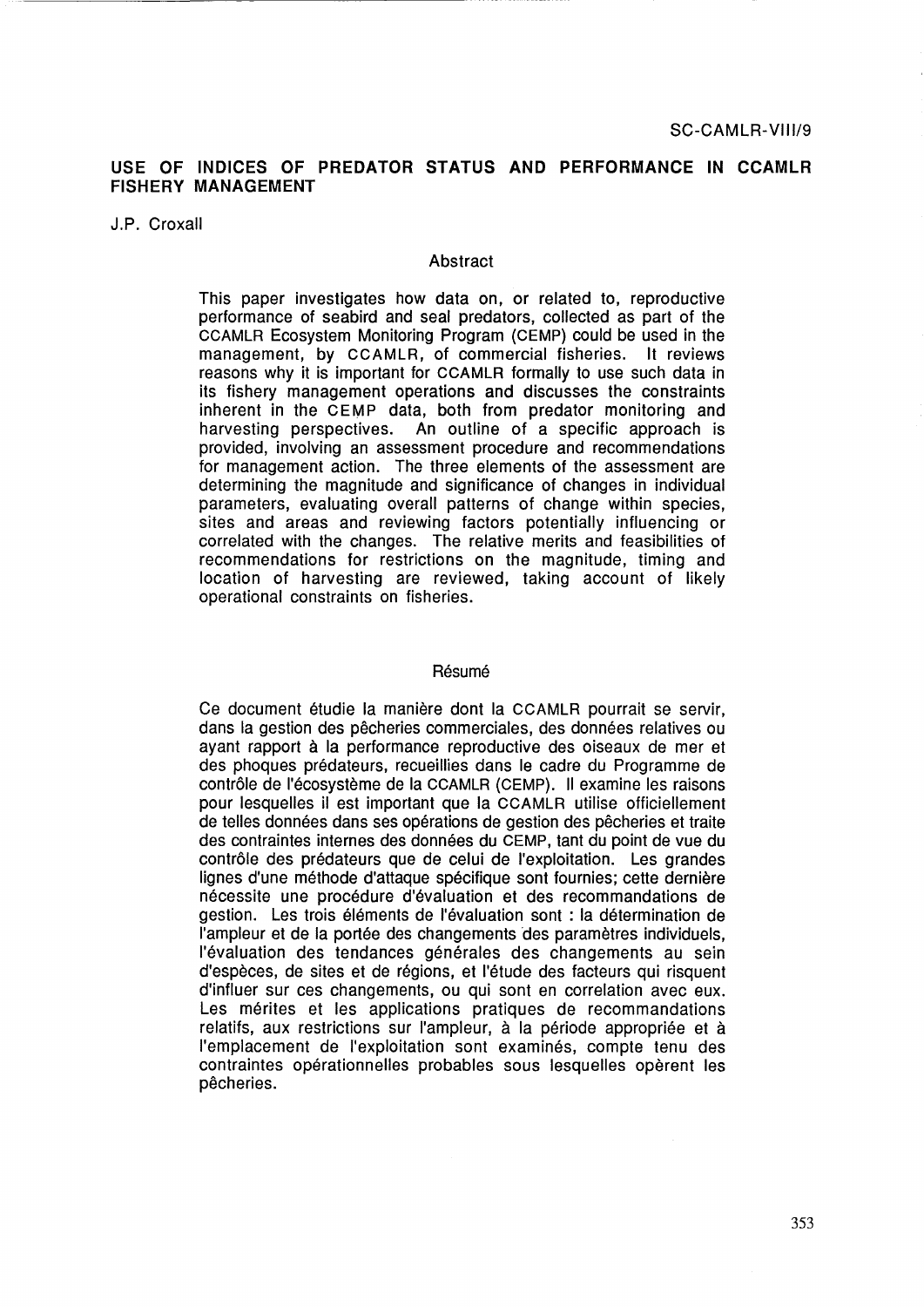SC-CAMLR-VIII/9

# USE OF INDICES OF PREDATOR STATUS AND PERFORMANCE IN CCAMLR FISHERY MANAGEMENT

J.P. Croxall

## Abstract

This paper investigates how data on, or related to, reproductive performance of seabird and seal predators, collected as part of the CCAMLR Ecosystem Monitoring Program (CEMP) could be used in the management, by CCAMLR, of commercial fisheries. It reviews reasons why it is important for CCAMLR formally to use such data in its fishery management operations and discusses the constraints inherent in the CEMP data, both from predator monitoring and harvesting perspectives. An outline of a specific approach is provided, involving an assessment procedure and recommendations for management action. The three elements of the assessment are determining the magnitude and significance of changes in individual parameters, evaluating overall patterns of change within species, sites and areas and reviewing factors potentially influencing or correlated with the changes. The relative merits and feasibilities of recommendations for restrictions on the magnitude, timing and location of harvesting are reviewed, taking account of likely operational constraints on fisheries.

## Résumé

Ce document étudie la manière dont la CCAMLR pourrait se servir, dans la gestion des pêcheries commerciales, des données relatives ou ayant rapport à la performance reproductive des oiseaux de mer et des phoques prédateurs, recueillies dans le cadre du Programme de contrôle de l'écosystème de la CCAMLR (CEMP). Il examine les raisons pour lesquelles il est important que la CCAMLR utilise officiellement de telles données dans ses opérations de gestion des pêcheries et traite des contraintes internes des données du CEMP, tant du point de vue du contrôle des prédateurs que de celui de l'exploitation. Les grandes lignes d'une méthode d'attaque spécifique sont fournies; cette dernière nécessite une procédure d'évaluation et des recommandations de gestion. Les trois éléments de l'évaluation sont : la détermination de l'ampleur et de la portée des changements des paramètres individuels, l'évaluation des tendances générales des changements au sein d'espèces, de sites et de régions, et l'étude des facteurs qui risquent d'influer sur ces changements, ou qui sont en correlation avec eux. Les mérites et les applications pratiques de recommandations relatifs, aux restrictions sur l'ampleur, à la période appropriée et à l'emplacement de l'exploitation sont examinés, compte tenu des contraintes opérationnelles probables sous lesquelles opèrent les pêcheries.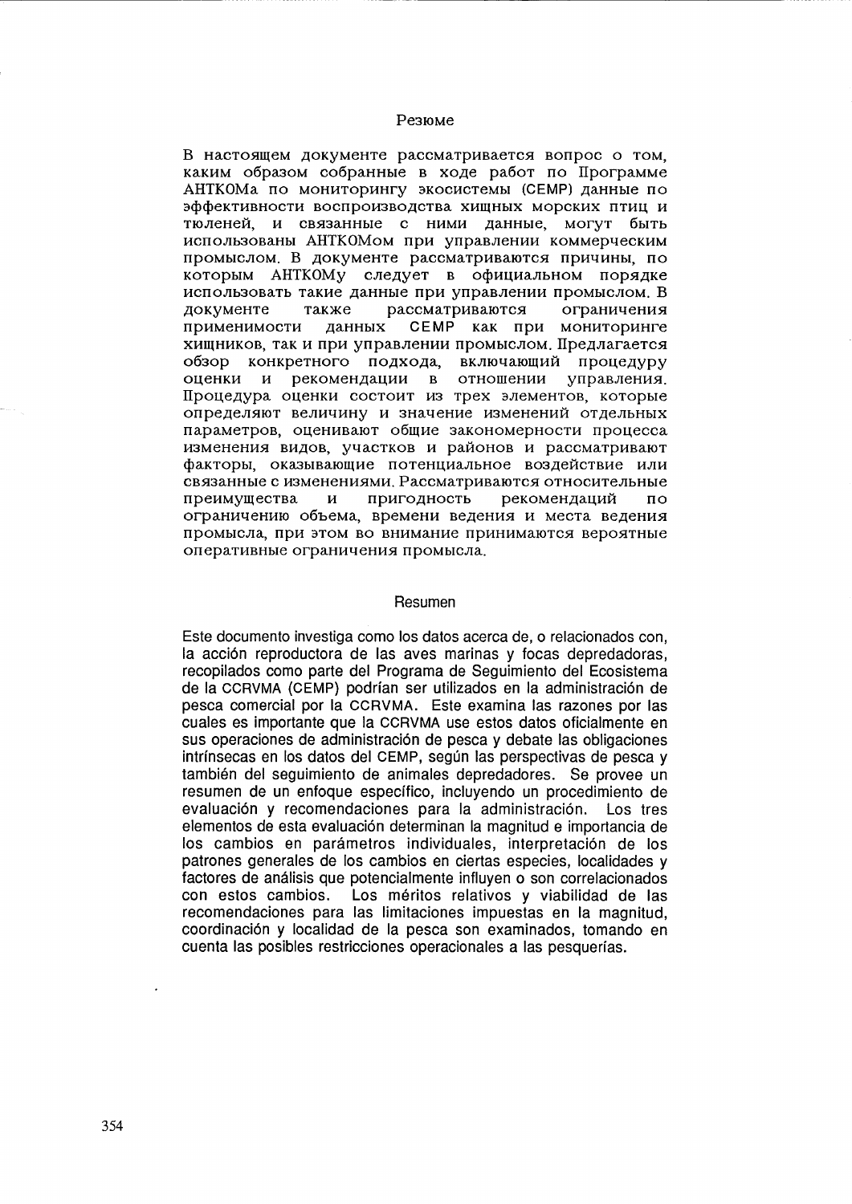## Резюме

В настоящем документе рассматривается вопрос о том, каким образом собранные в ходе работ по Программе АНТКОМа по мониторингу экосистемы (CEMP) данные по эффективности воспроизводства хищных морских птиц и тюленей, и связанные с ними данные, могут быть использованы АНТКОМом при управлении коммерческим промыслом. В документе рассматриваются причины, по которым АНТКОМу следует в официальном порядке использовать такие данные при управлении промыслом. В документе также рассматриваются ограничения применимости данных CEMP как при мониторинге хищников, так и при управлении промыслом. Предлагается обзор конкретного подхода, включающий процедуру оценки и рекомендации в отношении управления. Процедура оценки состоит из трех элементов, которые определяют величину и значение изменений отдельных параметров, оценивают общие закономерности процесса изменения видов, участков и районов и рассматривают факторы, оказывающие потенциальное воздействие или связанные с изменениями. Рассматриваются относительные преимущества и пригодность рекомендаций по ограничению объема, времени ведения и места ведения промысла, при этом во внимание принимаются вероятные оперативные ограничения промысла.

## Resumen

Este documento investiga como los datos acerca de, o relacionados con, la acción reproductora de las aves marinas y focas depredadoras, recopilados como parte del Programa de Seguimiento del Ecosistema de la CCRVMA (CEMP) podrían ser utilizados en la administración de pesca comercial por la CCRVMA. Este examina las razones por las cuales es importante que la CCRVMA use estos datos oficialmente en sus operaciones de administración de pesca y debate las obligaciones intrínsecas en los datos del CEMP, según las perspectivas de pesca y también del seguimiento de animales depredadores. Se provee un resumen de un enfoque específico, incluyendo un procedimiento de evaluación y recomendaciones para la administración. Los tres elementos de esta evaluación determinan la magnitud e importancia de los cambios en parámetros individuales, interpretación de los patrones generales de los cambios en ciertas especies, localidades y factores de análisis que potencialmente influyen o son correlacionados con estos cambios. Los méritos relativos y viabilidad de las recomendaciones para las limitaciones impuestas en la magnitud, coordinación y localidad de la pesca son examinados, tomando en cuenta las posibles restricciones operacionales a las pesquerías.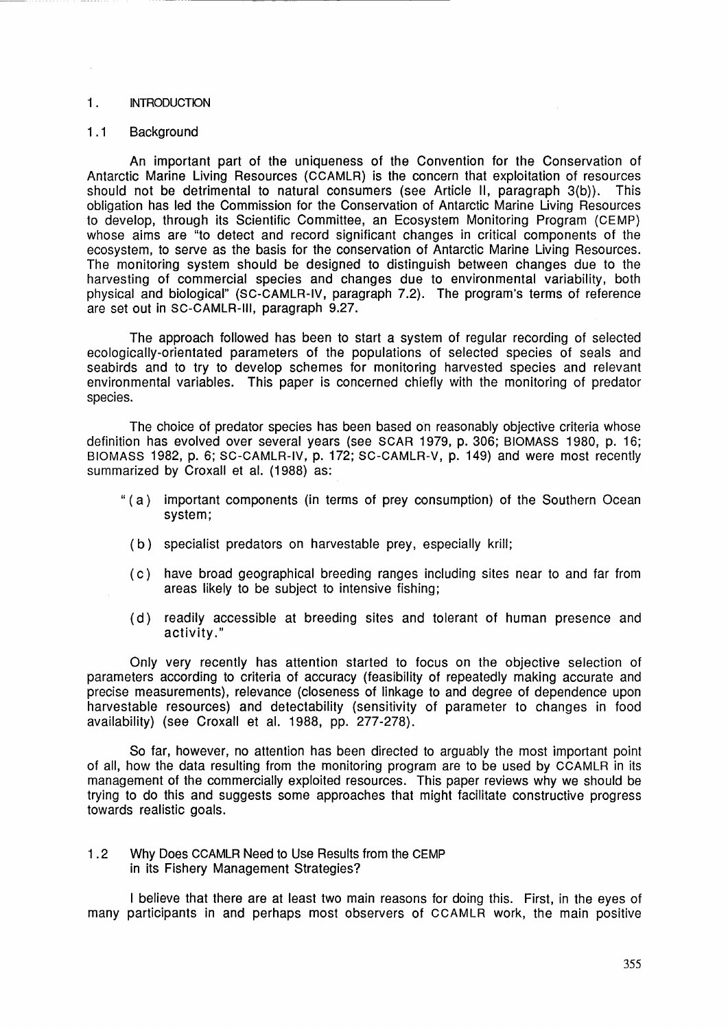## 1. INTRODUCTION

### 1.1 Background

An important part of the uniqueness of the Convention for the Conservation of Antarctic Marine Living Resources (CCAMLR) is the concern that exploitation of resources should not be detrimental to natural consumers (see Article II, paragraph 3(b)). This obligation has led the Commission for the Conservation of Antarctic Marine Living Resources to develop, through its Scientific Committee, an Ecosystem Monitoring Program (CEMP) whose aims are "to detect and record significant changes in critical components of the ecosystem, to serve as the basis for the conservation of Antarctic Marine Living Resources. The monitoring system should be designed to distinguish between changes due to the harvesting of commercial species and changes due to environmental variability, both physical and biological" (SC-CAMLR-IV, paragraph 7.2). The program's terms of reference are set out in SC-CAMLR-III, paragraph 9.27.

The approach followed has been to start a system of regular recording of selected ecologically-orientated parameters of the populations of selected species of seals and seabirds and to try to develop schemes for monitoring harvested species and relevant environmental variables. This paper is concerned chiefly with the monitoring of predator species.

The choice of predator species has been based on reasonably objective criteria whose definition has evolved over several years (see SCAR 1979, p. 306; BIOMASS 1980, p. 16; BIOMASS 1982, p. 6; SC-CAMLR-IV, p. 172; SC-CAMLR-V, p. 149) and were most recently summarized by Croxall et al. (1988) as:

"(a) important components (in terms of prey consumption) of the Southern Ocean system;

(b) specialist predators on harvestable prey, especially krill;

(c) have broad geographical breeding ranges including sites near to and far from areas likely to be subject to intensive fishing;

(d) readily accessible at breeding sites and tolerant of human presence and activity."

Only very recently has attention started to focus on the objective selection of parameters according to criteria of accuracy (feasibility of repeatedly making accurate and precise measurements), relevance (closeness of linkage to and degree of dependence upon harvestable resources) and detectability (sensitivity of parameter to changes in food availability) (see Croxall et al. 1988, pp. 277-278).

So far, however, no attention has been directed to arguably the most important point of all, how the data resulting from the monitoring program are to be used by CCAMLR in its management of the commercially exploited resources. This paper reviews why we should be trying to do this and suggests some approaches that might facilitate constructive progress towards realistic goals.

### 1.2 Why Does CCAMLR Need to Use Results from the CEMP in its Fishery Management Strategies?

I believe that there are at least two main reasons for doing this. First, in the eyes of many participants in and perhaps most observers of CCAMLR work, the main positive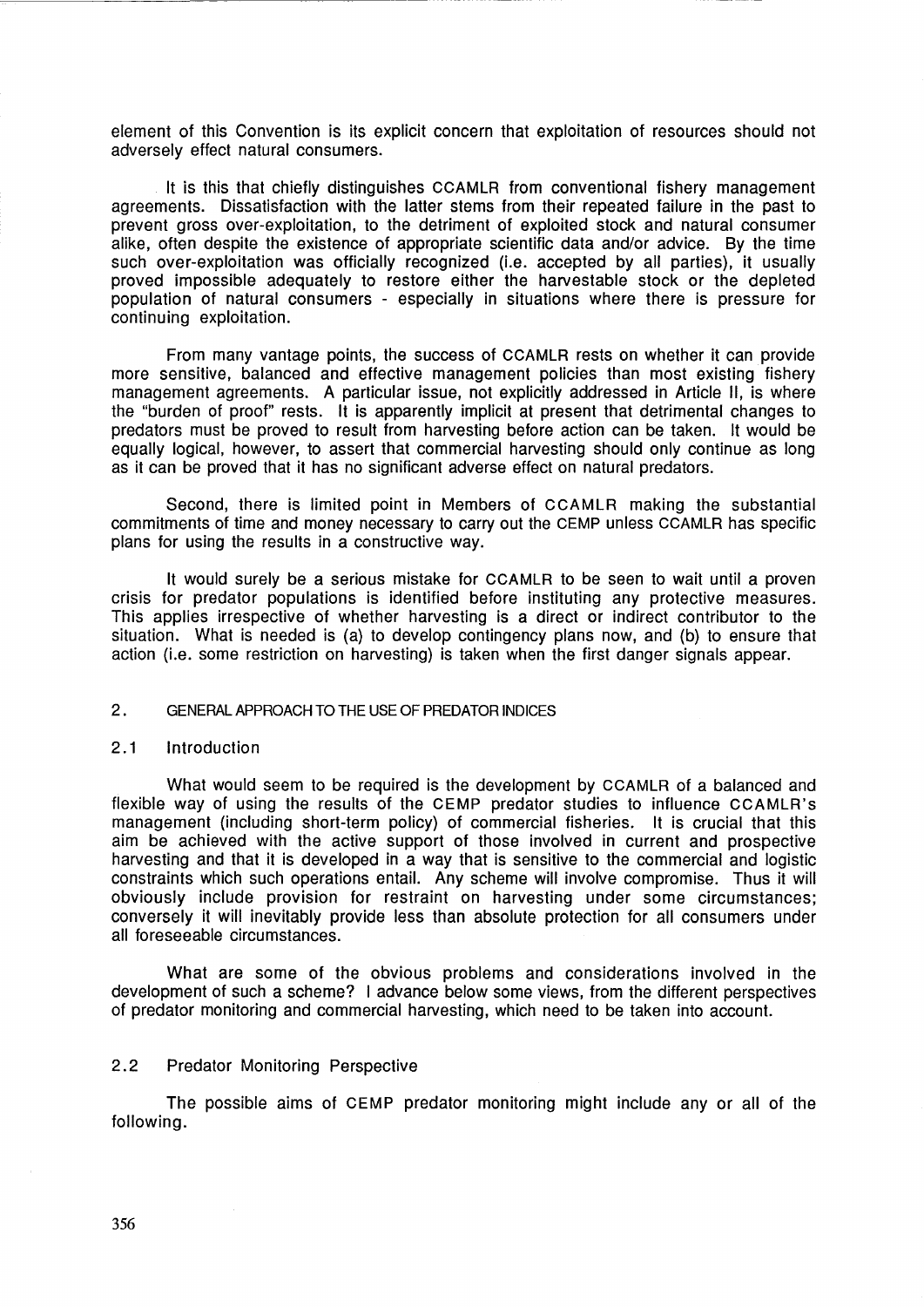element of this Convention is its explicit concern that exploitation of resources should not adversely effect natural consumers.

It is this that chiefly distinguishes CCAMLR from conventional fishery management agreements. Dissatisfaction with the latter stems from their repeated failure in the past to prevent gross over-exploitation, to the detriment of exploited stock and natural consumer alike, often despite the existence of appropriate scientific data and/or advice. By the time such over-exploitation was officially recognized (i.e. accepted by all parties), it usually proved impossible adequately to restore either the harvestable stock or the depleted population of natural consumers - especially in situations where there is pressure for continuing exploitation.

From many vantage points, the success of CCAMLR rests on whether it can provide more sensitive, balanced and effective management policies than most existing fishery management agreements. A particular issue, not explicitly addressed in Article II, is where the "burden of proof" rests. It is apparently implicit at present that detrimental changes to predators must be proved to result from harvesting before action can be taken. It would be equally logical, however, to assert that commercial harvesting should only continue as long as it can be proved that it has no significant adverse effect on natural predators.

Second, there is limited point in Members of CCAMLR making the substantial commitments of time and money necessary to carry out the CEMP unless CCAMLR has specific plans for using the results in a constructive way.

It would surely be a serious mistake for CCAMLR to be seen to wait until a proven crisis for predator populations is identified before instituting any protective measures. This applies irrespective of whether harvesting is a direct or indirect contributor to the situation. What is needed is (a) to develop contingency plans now, and (b) to ensure that action (i.e. some restriction on harvesting) is taken when the first danger signals appear.

## 2. GENERAL APPROACH TO THE USE OF PREDATOR INDICES

### 2.1 Introduction

What would seem to be required is the development by CCAMLR of a balanced and flexible way of using the results of the CEMP predator studies to influence CCAMLR's management (including short-term policy) of commercial fisheries. It is crucial that this aim be achieved with the active support of those involved in current and prospective harvesting and that it is developed in a way that is sensitive to the commercial and logistic constraints which such operations entail. Any scheme will involve compromise. Thus it will obviously include provision for restraint on harvesting under some circumstances; conversely it will inevitably provide less than absolute protection for all consumers under all foreseeable circumstances.

What are some of the obvious problems and considerations involved in the development of such a scheme? I advance below some views, from the different perspectives of predator monitoring and commercial harvesting, which need to be taken into account.

### 2.2 Predator Monitoring Perspective

The possible aims of CEMP predator monitoring might include any or all of the following.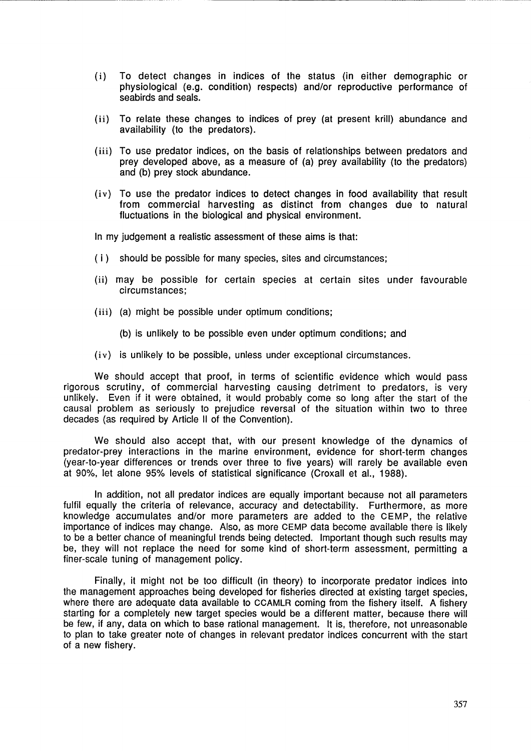(i) To detect changes in indices of the status (in either demographic or physiological (e.g. condition) respects) and/or reproductive performance of seabirds and seals.

(ii) To relate these changes to indices of prey (at present krill) abundance and availability (to the predators).

(iii) To use predator indices, on the basis of relationships between predators and prey developed above, as a measure of (a) prey availability (to the predators) and (b) prey stock abundance.

(iv) To use the predator indices to detect changes in food availability that result from commercial harvesting as distinct from changes due to natural fluctuations in the biological and physical environment.

In my judgement a realistic assessment of these aims is that:

(i) should be possible for many species, sites and circumstances;

(ii) may be possible for certain species at certain sites under favourable circumstances;

(iii) (a) might be possible under optimum conditions;

(b) is unlikely to be possible even under optimum conditions; and

(iv) is unlikely to be possible, unless under exceptional circumstances.

We should accept that proof, in terms of scientific evidence which would pass rigorous scrutiny, of commercial harvesting causing detriment to predators, is very unlikely. Even if it were obtained, it would probably come so long after the start of the causal problem as seriously to prejudice reversal of the situation within two to three decades (as required by Article II of the Convention).

We should also accept that, with our present knowledge of the dynamics of predator-prey interactions in the marine environment, evidence for short-term changes (year-to-year differences or trends over three to five years) will rarely be available even at 90%, let alone 95% levels of statistical significance (Croxall et al., 1988).

In addition, not all predator indices are equally important because not all parameters fulfil equally the criteria of relevance, accuracy and detectability. Furthermore, as more knowledge accumulates and/or more parameters are added to the CEMP, the relative importance of indices may change. Also, as more CEMP data become available there is likely to be a better chance of meaningful trends being detected. Important though such results may be, they will not replace the need for some kind of short-term assessment, permitting a finer-scale tuning of management policy.

Finally, it might not be too difficult (in theory) to incorporate predator indices into the management approaches being developed for fisheries directed at existing target species, where there are adequate data available to CCAMLR coming from the fishery itself. A fishery starting for a completely new target species would be a different matter, because there will be few, if any, data on which to base rational management. It is, therefore, not unreasonable to plan to take greater note of changes in relevant predator indices concurrent with the start of a new fishery.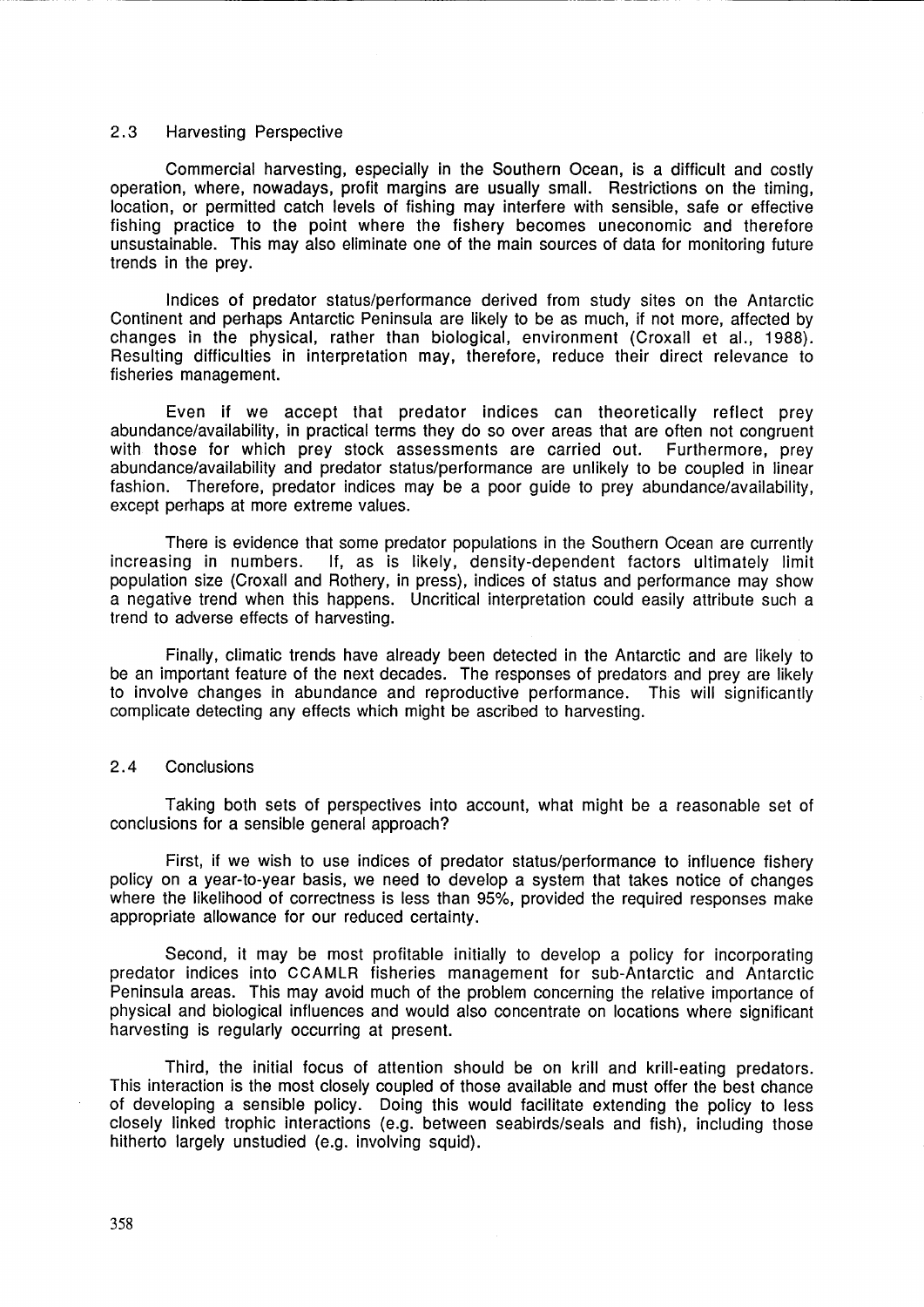## 2.3 Harvesting Perspective

Commercial harvesting, especially in the Southern Ocean, is a difficult and costly operation, where, nowadays, profit margins are usually small. Restrictions on the timing, location, or permitted catch levels of fishing may interfere with sensible, safe or effective fishing practice to the point where the fishery becomes uneconomic and therefore unsustainable. This may also eliminate one of the main sources of data for monitoring future trends in the prey.

Indices of predator status/performance derived from study sites on the Antarctic Continent and perhaps Antarctic Peninsula are likely to be as much, if not more, affected by changes in the physical, rather than biological, environment (Croxall et al., 1988). Resulting difficulties in interpretation may, therefore, reduce their direct relevance to fisheries management.

Even if we accept that predator indices can theoretically reflect prey abundance/availability, in practical terms they do so over areas that are often not congruent with those for which prey stock assessments are carried out. Furthermore, prey abundance/availability and predator status/performance are unlikely to be coupled in linear fashion. Therefore, predator indices may be a poor guide to prey abundance/availability, except perhaps at more extreme values.

There is evidence that some predator populations in the Southern Ocean are currently increasing in numbers. If, as is likely, density-dependent factors ultimately limit population size (Croxall and Rothery, in press), indices of status and performance may show a negative trend when this happens. Uncritical interpretation could easily attribute such a trend to adverse effects of harvesting.

Finally, climatic trends have already been detected in the Antarctic and are likely to be an important feature of the next decades. The responses of predators and prey are likely to involve changes in abundance and reproductive performance. This will significantly complicate detecting any effects which might be ascribed to harvesting.

## 2.4 Conclusions

Taking both sets of perspectives into account, what might be a reasonable set of conclusions for a sensible general approach?

First, if we wish to use indices of predator status/performance to influence fishery policy on a year-to-year basis, we need to develop a system that takes notice of changes where the likelihood of correctness is less than 95%, provided the required responses make appropriate allowance for our reduced certainty.

Second, it may be most profitable initially to develop a policy for incorporating predator indices into CCAMLR fisheries management for sub-Antarctic and Antarctic Peninsula areas. This may avoid much of the problem concerning the relative importance of physical and biological influences and would also concentrate on locations where significant harvesting is regularly occurring at present.

Third, the initial focus of attention should be on krill and krill-eating predators. This interaction is the most closely coupled of those available and must offer the best chance of developing a sensible policy. Doing this would facilitate extending the policy to less closely linked trophic interactions (e.g. between seabirds/seals and fish), including those hitherto largely unstudied (e.g. involving squid).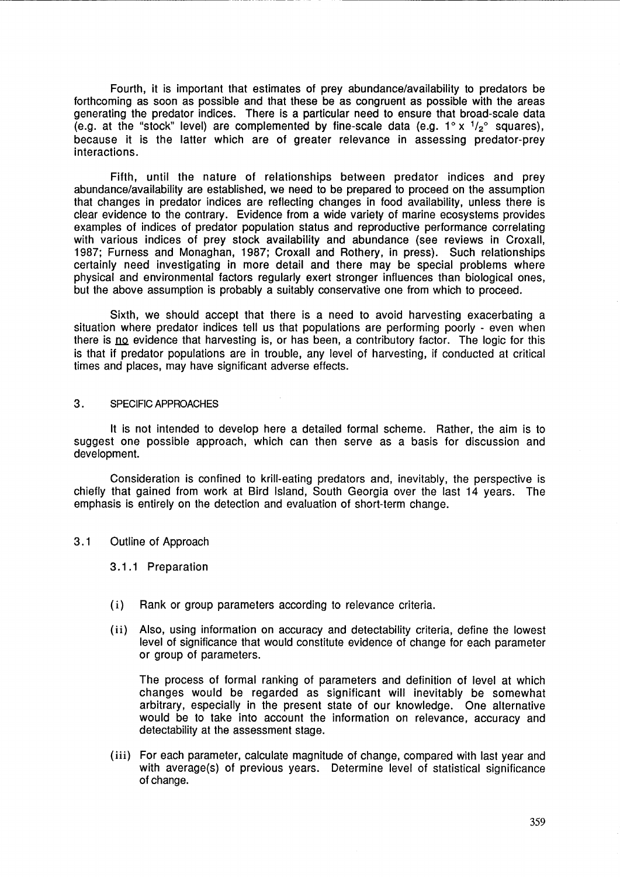Fourth, it is important that estimates of prey abundance/availability to predators be forthcoming as soon as possible and that these be as congruent as possible with the areas generating the predator indices. There is a particular need to ensure that broad-scale data (e.g. at the "stock" level) are complemented by fine-scale data (e.g. $1° \times {}^1/_2°$ squares), because it is the latter which are of greater relevance in assessing predator-prey interactions.

Fifth, until the nature of relationships between predator indices and prey abundance/availability are established, we need to be prepared to proceed on the assumption that changes in predator indices are reflecting changes in food availability, unless there is clear evidence to the contrary. Evidence from a wide variety of marine ecosystems provides examples of indices of predator population status and reproductive performance correlating with various indices of prey stock availability and abundance (see reviews in Croxall, 1987; Furness and Monaghan, 1987; Croxall and Rothery, in press). Such relationships certainly need investigating in more detail and there may be special problems where physical and environmental factors regularly exert stronger influences than biological ones, but the above assumption is probably a suitably conservative one from which to proceed.

Sixth, we should accept that there is a need to avoid harvesting exacerbating a situation where predator indices tell us that populations are performing poorly - even when there is <u>no</u> evidence that harvesting is, or has been, a contributory factor. The logic for this is that if predator populations are in trouble, any level of harvesting, if conducted at critical times and places, may have significant adverse effects.

## 3. SPECIFIC APPROACHES

It is not intended to develop here a detailed formal scheme. Rather, the aim is to suggest one possible approach, which can then serve as a basis for discussion and development.

Consideration is confined to krill-eating predators and, inevitably, the perspective is chiefly that gained from work at Bird Island, South Georgia over the last 14 years. The emphasis is entirely on the detection and evaluation of short-term change.

### 3.1 Outline of Approach

#### 3.1.1 Preparation

(i) Rank or group parameters according to relevance criteria.

(ii) Also, using information on accuracy and detectability criteria, define the lowest level of significance that would constitute evidence of change for each parameter or group of parameters.

The process of formal ranking of parameters and definition of level at which changes would be regarded as significant will inevitably be somewhat arbitrary, especially in the present state of our knowledge. One alternative would be to take into account the information on relevance, accuracy and detectability at the assessment stage.

(iii) For each parameter, calculate magnitude of change, compared with last year and with average(s) of previous years. Determine level of statistical significance of change.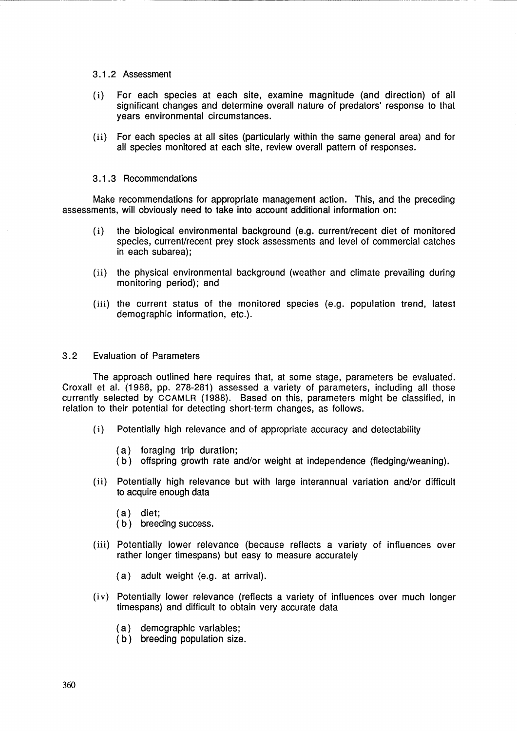### 3.1.2 Assessment

(i) For each species at each site, examine magnitude (and direction) of all significant changes and determine overall nature of predators' response to that years environmental circumstances.

(ii) For each species at all sites (particularly within the same general area) and for all species monitored at each site, review overall pattern of responses.

### 3.1.3 Recommendations

Make recommendations for appropriate management action. This, and the preceding assessments, will obviously need to take into account additional information on:

(i) the biological environmental background (e.g. current/recent diet of monitored species, current/recent prey stock assessments and level of commercial catches in each subarea);

(ii) the physical environmental background (weather and climate prevailing during monitoring period); and

(iii) the current status of the monitored species (e.g. population trend, latest demographic information, etc.).

## 3.2 Evaluation of Parameters

The approach outlined here requires that, at some stage, parameters be evaluated. Croxall et al. (1988, pp. 278-281) assessed a variety of parameters, including all those currently selected by CCAMLR (1988). Based on this, parameters might be classified, in relation to their potential for detecting short-term changes, as follows.

(i) Potentially high relevance and of appropriate accuracy and detectability

   (a) foraging trip duration;
   (b) offspring growth rate and/or weight at independence (fledging/weaning).

(ii) Potentially high relevance but with large interannual variation and/or difficult to acquire enough data

   (a) diet;
   (b) breeding success.

(iii) Potentially lower relevance (because reflects a variety of influences over rather longer timespans) but easy to measure accurately

   (a) adult weight (e.g. at arrival).

(iv) Potentially lower relevance (reflects a variety of influences over much longer timespans) and difficult to obtain very accurate data

   (a) demographic variables;
   (b) breeding population size.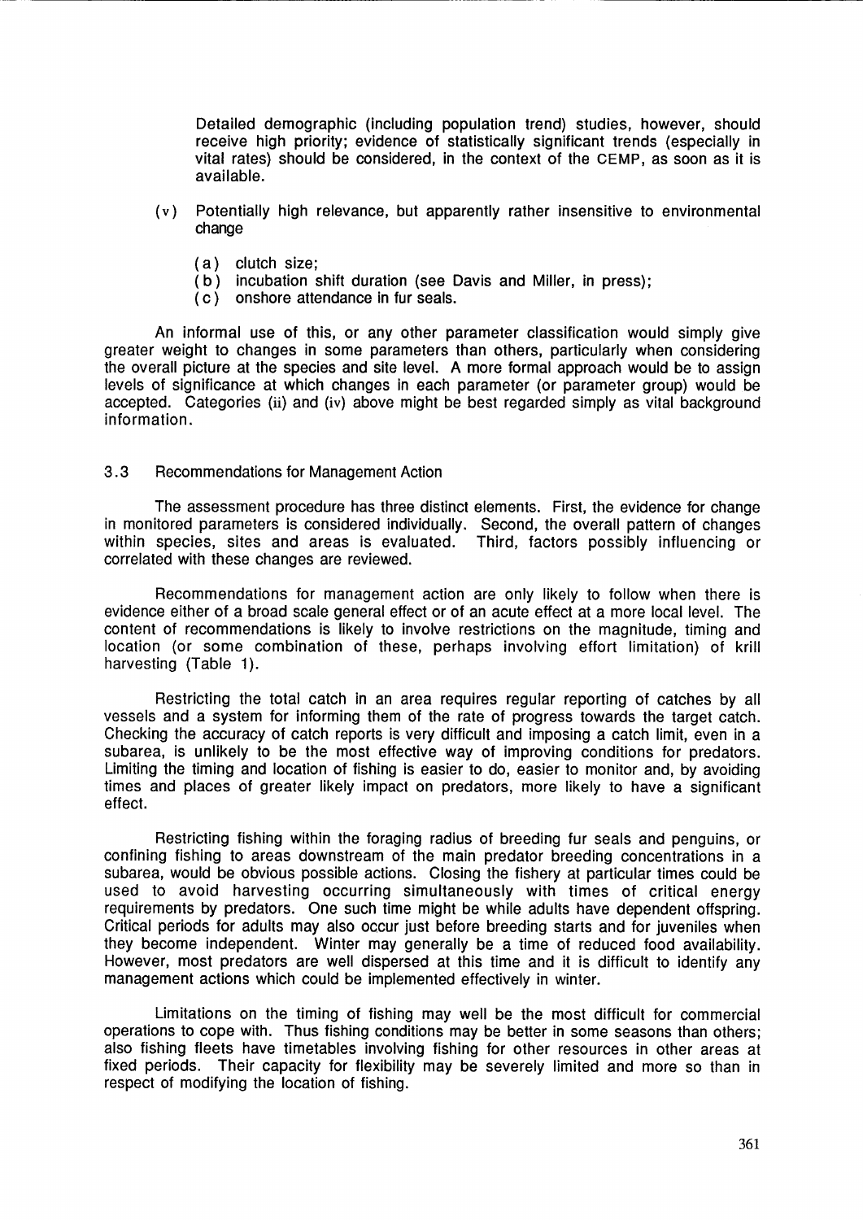Detailed demographic (including population trend) studies, however, should receive high priority; evidence of statistically significant trends (especially in vital rates) should be considered, in the context of the CEMP, as soon as it is available.

(v) Potentially high relevance, but apparently rather insensitive to environmental change

- (a) clutch size;
- (b) incubation shift duration (see Davis and Miller, in press);
- (c) onshore attendance in fur seals.

An informal use of this, or any other parameter classification would simply give greater weight to changes in some parameters than others, particularly when considering the overall picture at the species and site level. A more formal approach would be to assign levels of significance at which changes in each parameter (or parameter group) would be accepted. Categories (ii) and (iv) above might be best regarded simply as vital background information.

### 3.3 Recommendations for Management Action

The assessment procedure has three distinct elements. First, the evidence for change in monitored parameters is considered individually. Second, the overall pattern of changes within species, sites and areas is evaluated. Third, factors possibly influencing or correlated with these changes are reviewed.

Recommendations for management action are only likely to follow when there is evidence either of a broad scale general effect or of an acute effect at a more local level. The content of recommendations is likely to involve restrictions on the magnitude, timing and location (or some combination of these, perhaps involving effort limitation) of krill harvesting (Table 1).

Restricting the total catch in an area requires regular reporting of catches by all vessels and a system for informing them of the rate of progress towards the target catch. Checking the accuracy of catch reports is very difficult and imposing a catch limit, even in a subarea, is unlikely to be the most effective way of improving conditions for predators. Limiting the timing and location of fishing is easier to do, easier to monitor and, by avoiding times and places of greater likely impact on predators, more likely to have a significant effect.

Restricting fishing within the foraging radius of breeding fur seals and penguins, or confining fishing to areas downstream of the main predator breeding concentrations in a subarea, would be obvious possible actions. Closing the fishery at particular times could be used to avoid harvesting occurring simultaneously with times of critical energy requirements by predators. One such time might be while adults have dependent offspring. Critical periods for adults may also occur just before breeding starts and for juveniles when they become independent. Winter may generally be a time of reduced food availability. However, most predators are well dispersed at this time and it is difficult to identify any management actions which could be implemented effectively in winter.

Limitations on the timing of fishing may well be the most difficult for commercial operations to cope with. Thus fishing conditions may be better in some seasons than others; also fishing fleets have timetables involving fishing for other resources in other areas at fixed periods. Their capacity for flexibility may be severely limited and more so than in respect of modifying the location of fishing.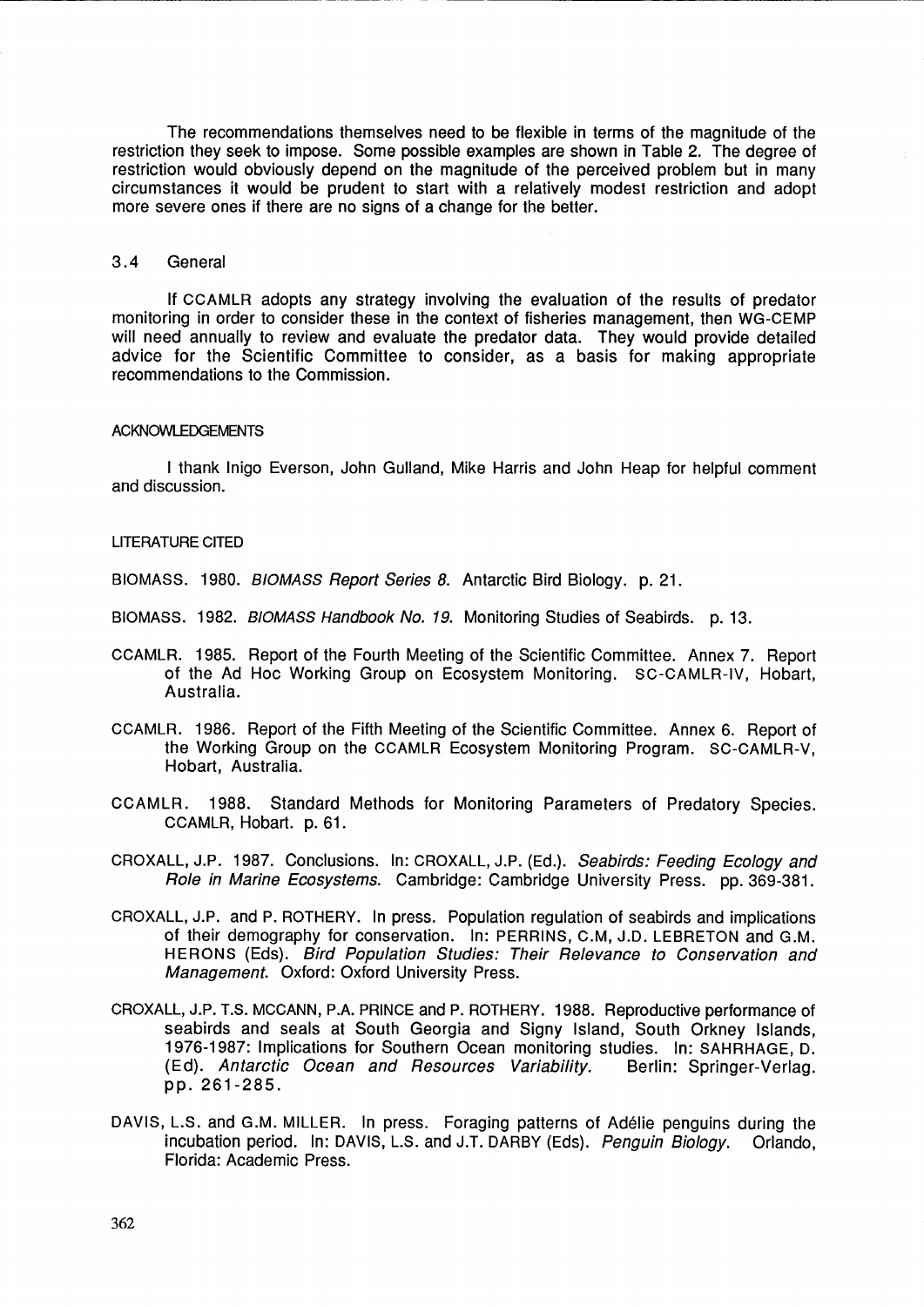The recommendations themselves need to be flexible in terms of the magnitude of the restriction they seek to impose. Some possible examples are shown in Table 2. The degree of restriction would obviously depend on the magnitude of the perceived problem but in many circumstances it would be prudent to start with a relatively modest restriction and adopt more severe ones if there are no signs of a change for the better.

### 3.4 General

If CCAMLR adopts any strategy involving the evaluation of the results of predator monitoring in order to consider these in the context of fisheries management, then WG-CEMP will need annually to review and evaluate the predator data. They would provide detailed advice for the Scientific Committee to consider, as a basis for making appropriate recommendations to the Commission.

## ACKNOWLEDGEMENTS

I thank Inigo Everson, John Gulland, Mike Harris and John Heap for helpful comment and discussion.

## LITERATURE CITED

BIOMASS. 1980. *BIOMASS Report Series 8*. Antarctic Bird Biology. p. 21.

BIOMASS. 1982. *BIOMASS Handbook No. 19*. Monitoring Studies of Seabirds. p. 13.

CCAMLR. 1985. Report of the Fourth Meeting of the Scientific Committee. Annex 7. Report of the Ad Hoc Working Group on Ecosystem Monitoring. SC-CAMLR-IV, Hobart, Australia.

CCAMLR. 1986. Report of the Fifth Meeting of the Scientific Committee. Annex 6. Report of the Working Group on the CCAMLR Ecosystem Monitoring Program. SC-CAMLR-V, Hobart, Australia.

CCAMLR. 1988. Standard Methods for Monitoring Parameters of Predatory Species. CCAMLR, Hobart. p. 61.

CROXALL, J.P. 1987. Conclusions. In: CROXALL, J.P. (Ed.). *Seabirds: Feeding Ecology and Role in Marine Ecosystems*. Cambridge: Cambridge University Press. pp. 369-381.

CROXALL, J.P. and P. ROTHERY. In press. Population regulation of seabirds and implications of their demography for conservation. In: PERRINS, C.M, J.D. LEBRETON and G.M. HERONS (Eds). *Bird Population Studies: Their Relevance to Conservation and Management*. Oxford: Oxford University Press.

CROXALL, J.P. T.S. MCCANN, P.A. PRINCE and P. ROTHERY. 1988. Reproductive performance of seabirds and seals at South Georgia and Signy Island, South Orkney Islands, 1976-1987: Implications for Southern Ocean monitoring studies. In: SAHRHAGE, D. (Ed). *Antarctic Ocean and Resources Variability*. Berlin: Springer-Verlag. pp. 261-285.

DAVIS, L.S. and G.M. MILLER. In press. Foraging patterns of Adélie penguins during the incubation period. In: DAVIS, L.S. and J.T. DARBY (Eds). *Penguin Biology*. Orlando, Florida: Academic Press.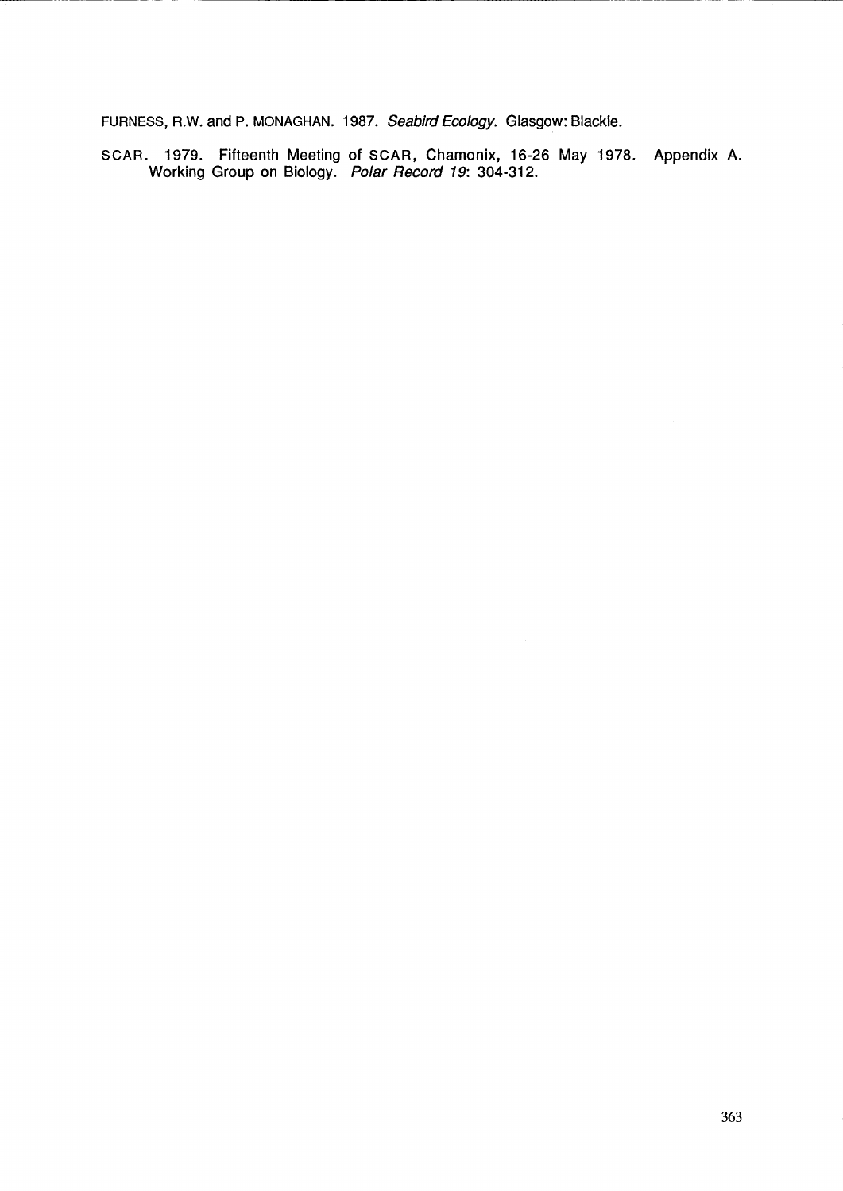FURNESS, R.W. and P. MONAGHAN. 1987. *Seabird Ecology*. Glasgow: Blackie.

SCAR. 1979. Fifteenth Meeting of SCAR, Chamonix, 16-26 May 1978. Appendix A. Working Group on Biology. *Polar Record 19*: 304-312.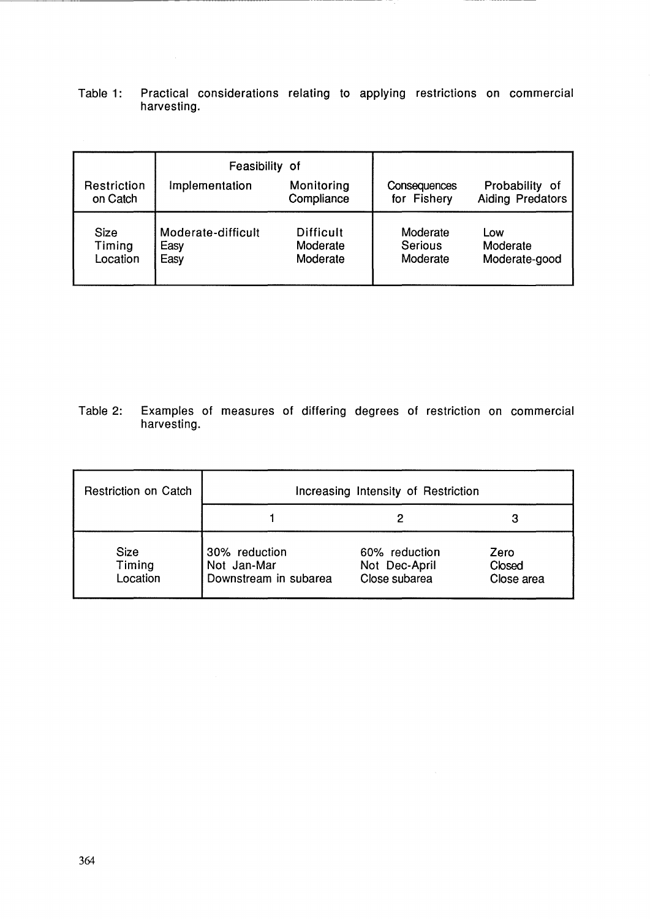Table 1: Practical considerations relating to applying restrictions on commercial harvesting.

| Restriction on Catch | Feasibility of Implementation | Feasibility of Monitoring Compliance | Consequences for Fishery | Probability of Aiding Predators |
|---|---|---|---|---|
| Size | Moderate-difficult | Difficult | Moderate | Low |
| Timing | Easy | Moderate | Serious | Moderate |
| Location | Easy | Moderate | Moderate | Moderate-good |

Table 2: Examples of measures of differing degrees of restriction on commercial harvesting.

| Restriction on Catch | Increasing Intensity of Restriction | | |
|---|---|---|---|
| | 1 | 2 | 3 |
| Size | 30% reduction | 60% reduction | Zero |
| Timing | Not Jan-Mar | Not Dec-April | Closed |
| Location | Downstream in subarea | Close subarea | Close area |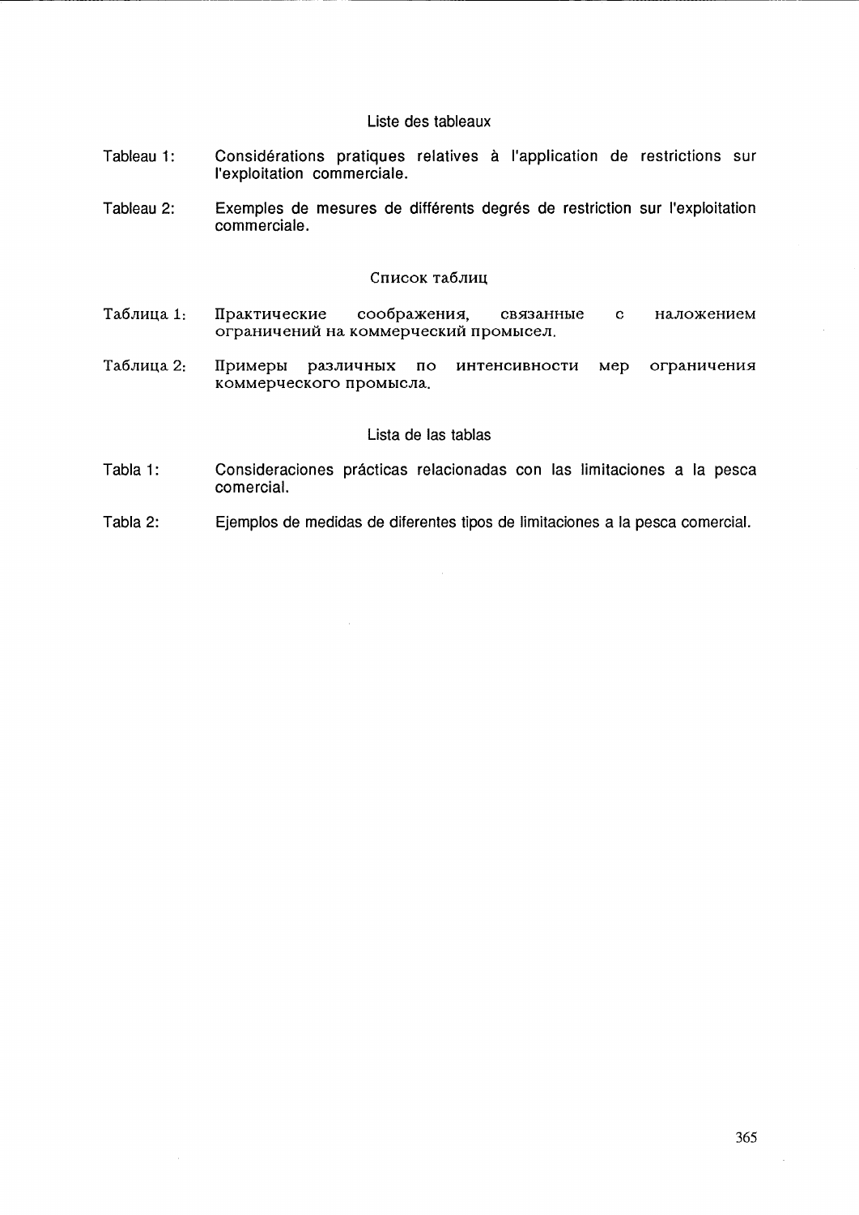## Liste des tableaux

Tableau 1: Considérations pratiques relatives à l'application de restrictions sur l'exploitation commerciale.

Tableau 2: Exemples de mesures de différents degrés de restriction sur l'exploitation commerciale.

## Список таблиц

Таблица 1: Практические соображения, связанные с наложением ограничений на коммерческий промысел.

Таблица 2: Примеры различных по интенсивности мер ограничения коммерческого промысла.

## Lista de las tablas

Tabla 1: Consideraciones prácticas relacionadas con las limitaciones a la pesca comercial.

Tabla 2: Ejemplos de medidas de diferentes tipos de limitaciones a la pesca comercial.